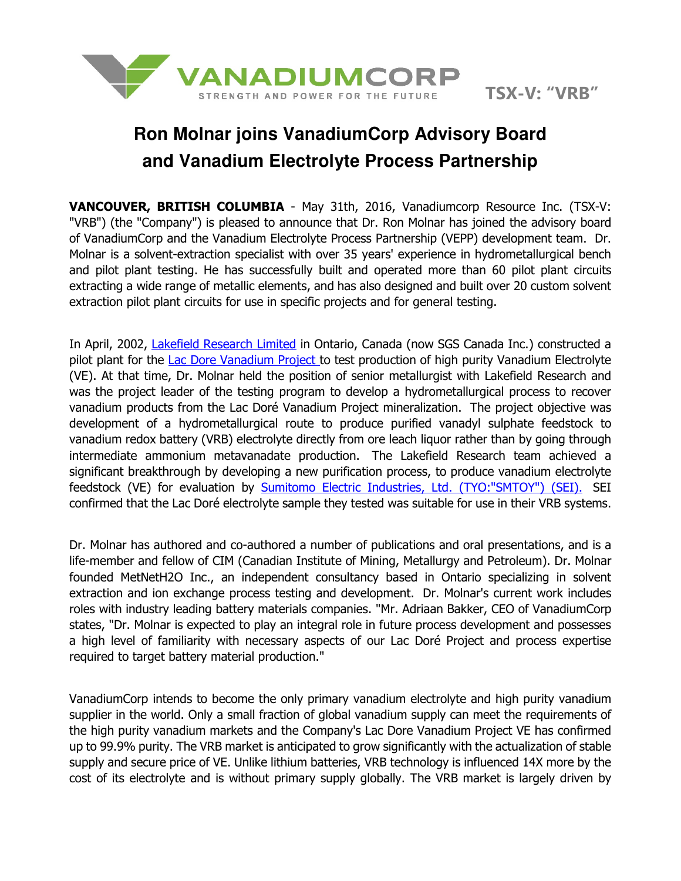VANADIUMCORP

STRENGTH AND POWER FOR THE FUTURE

TSX-V: "VRB"

# Ron Molnar joins VanadiumCorp Advisory Board and Vanadium Electrolyte Process Partnership

**VANCOUVER, BRITISH COLUMBIA** - May 31th, 2016, Vanadiumcorp Resource Inc. (TSX-V: "VRB") (the "Company") is pleased to announce that Dr. Ron Molnar has joined the advisory board of VanadiumCorp and the Vanadium Electrolyte Process Partnership (VEPP) development team. Dr. Molnar is a solvent-extraction specialist with over 35 years' experience in hydrometallurgical bench and pilot plant testing. He has successfully built and operated more than 60 pilot plant circuits extracting a wide range of metallic elements, and has also designed and built over 20 custom solvent extraction pilot plant circuits for use in specific projects and for general testing.

In April, 2002, Lakefield Research Limited in Ontario, Canada (now SGS Canada Inc.) constructed a pilot plant for the Lac Dore Vanadium Project to test production of high purity Vanadium Electrolyte (VE). At that time, Dr. Molnar held the position of senior metallurgist with Lakefield Research and was the project leader of the testing program to develop a hydrometallurgical process to recover vanadium products from the Lac Doré Vanadium Project mineralization. The project objective was development of a hydrometallurgical route to produce purified vanadyl sulphate feedstock to vanadium redox battery (VRB) electrolyte directly from ore leach liquor rather than by going through intermediate ammonium metavanadate production. The Lakefield Research team achieved a significant breakthrough by developing a new purification process, to produce vanadium electrolyte feedstock (VE) for evaluation by Sumitomo Electric Industries, Ltd. (TYO:"SMTOY") (SEI). SEI confirmed that the Lac Doré electrolyte sample they tested was suitable for use in their VRB systems.

Dr. Molnar has authored and co-authored a number of publications and oral presentations, and is a life-member and fellow of CIM (Canadian Institute of Mining, Metallurgy and Petroleum). Dr. Molnar founded MetNetH2O Inc., an independent consultancy based in Ontario specializing in solvent extraction and ion exchange process testing and development. Dr. Molnar's current work includes roles with industry leading battery materials companies. "Mr. Adriaan Bakker, CEO of VanadiumCorp states, "Dr. Molnar is expected to play an integral role in future process development and possesses a high level of familiarity with necessary aspects of our Lac Doré Project and process expertise required to target battery material production."

VanadiumCorp intends to become the only primary vanadium electrolyte and high purity vanadium supplier in the world. Only a small fraction of global vanadium supply can meet the requirements of the high purity vanadium markets and the Company's Lac Dore Vanadium Project VE has confirmed up to 99.9% purity. The VRB market is anticipated to grow significantly with the actualization of stable supply and secure price of VE. Unlike lithium batteries, VRB technology is influenced 14X more by the cost of its electrolyte and is without primary supply globally. The VRB market is largely driven by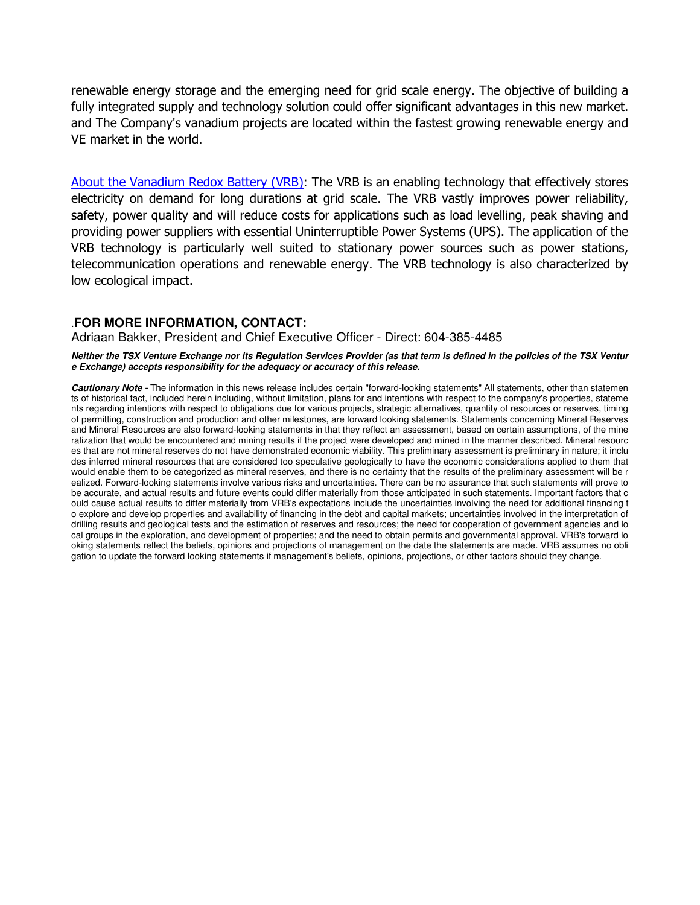renewable energy storage and the emerging need for grid scale energy. The objective of building a fully integrated supply and technology solution could offer significant advantages in this new market. and The Company's vanadium projects are located within the fastest growing renewable energy and VE market in the world.

About the Vanadium Redox Battery (VRB): The VRB is an enabling technology that effectively stores electricity on demand for long durations at grid scale. The VRB vastly improves power reliability, safety, power quality and will reduce costs for applications such as load levelling, peak shaving and providing power suppliers with essential Uninterruptible Power Systems (UPS). The application of the VRB technology is particularly well suited to stationary power sources such as power stations, telecommunication operations and renewable energy. The VRB technology is also characterized by low ecological impact.

.**FOR MORE INFORMATION, CONTACT:**

Adriaan Bakker, President and Chief Executive Officer - Direct: 604-385-4485

***Neither the TSX Venture Exchange nor its Regulation Services Provider (as that term is defined in the policies of the TSX Venture Exchange) accepts responsibility for the adequacy or accuracy of this release.***

***Cautionary Note -*** The information in this news release includes certain "forward-looking statements" All statements, other than statements of historical fact, included herein including, without limitation, plans for and intentions with respect to the company's properties, statements regarding intentions with respect to obligations due for various projects, strategic alternatives, quantity of resources or reserves, timing of permitting, construction and production and other milestones, are forward looking statements. Statements concerning Mineral Reserves and Mineral Resources are also forward-looking statements in that they reflect an assessment, based on certain assumptions, of the mineralization that would be encountered and mining results if the project were developed and mined in the manner described. Mineral resources that are not mineral reserves do not have demonstrated economic viability. This preliminary assessment is preliminary in nature; it includes inferred mineral resources that are considered too speculative geologically to have the economic considerations applied to them that would enable them to be categorized as mineral reserves, and there is no certainty that the results of the preliminary assessment will be realized. Forward-looking statements involve various risks and uncertainties. There can be no assurance that such statements will prove to be accurate, and actual results and future events could differ materially from those anticipated in such statements. Important factors that could cause actual results to differ materially from VRB's expectations include the uncertainties involving the need for additional financing to explore and develop properties and availability of financing in the debt and capital markets; uncertainties involved in the interpretation of drilling results and geological tests and the estimation of reserves and resources; the need for cooperation of government agencies and local groups in the exploration, and development of properties; and the need to obtain permits and governmental approval. VRB's forward looking statements reflect the beliefs, opinions and projections of management on the date the statements are made. VRB assumes no obligation to update the forward looking statements if management's beliefs, opinions, projections, or other factors should they change.